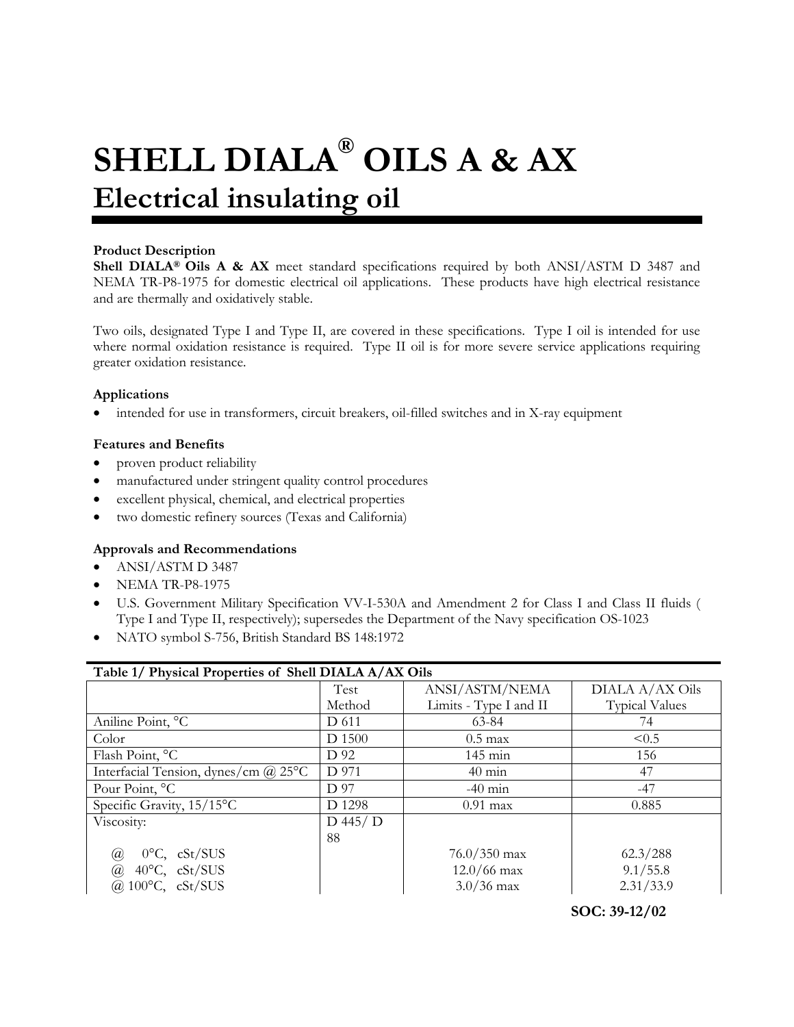# SHELL DIALA® OILS A & AX

## Electrical insulating oil

**Product Description**

**Shell DIALA® Oils A & AX** meet standard specifications required by both ANSI/ASTM D 3487 and NEMA TR-P8-1975 for domestic electrical oil applications. These products have high electrical resistance and are thermally and oxidatively stable.

Two oils, designated Type I and Type II, are covered in these specifications. Type I oil is intended for use where normal oxidation resistance is required. Type II oil is for more severe service applications requiring greater oxidation resistance.

**Applications**

- intended for use in transformers, circuit breakers, oil-filled switches and in X-ray equipment

**Features and Benefits**

- proven product reliability
- manufactured under stringent quality control procedures
- excellent physical, chemical, and electrical properties
- two domestic refinery sources (Texas and California)

**Approvals and Recommendations**

- ANSI/ASTM D 3487
- NEMA TR-P8-1975
- U.S. Government Military Specification VV-I-530A and Amendment 2 for Class I and Class II fluids ( Type I and Type II, respectively); supersedes the Department of the Navy specification OS-1023
- NATO symbol S-756, British Standard BS 148:1972

**Table 1/ Physical Properties of Shell DIALA A/AX Oils**

| | Test Method | ANSI/ASTM/NEMA Limits - Type I and II | DIALA A/AX Oils Typical Values |
|---|---|---|---|
| Aniline Point, °C | D 611 | 63-84 | 74 |
| Color | D 1500 | 0.5 max | <0.5 |
| Flash Point, °C | D 92 | 145 min | 156 |
| Interfacial Tension, dynes/cm @ 25°C | D 971 | 40 min | 47 |
| Pour Point, °C | D 97 | -40 min | -47 |
| Specific Gravity, 15/15°C | D 1298 | 0.91 max | 0.885 |
| Viscosity: | D 445/ D 88 | | |
| @ 0°C, cSt/SUS | | 76.0/350 max | 62.3/288 |
| @ 40°C, cSt/SUS | | 12.0/66 max | 9.1/55.8 |
| @ 100°C, cSt/SUS | | 3.0/36 max | 2.31/33.9 |

**SOC: 39-12/02**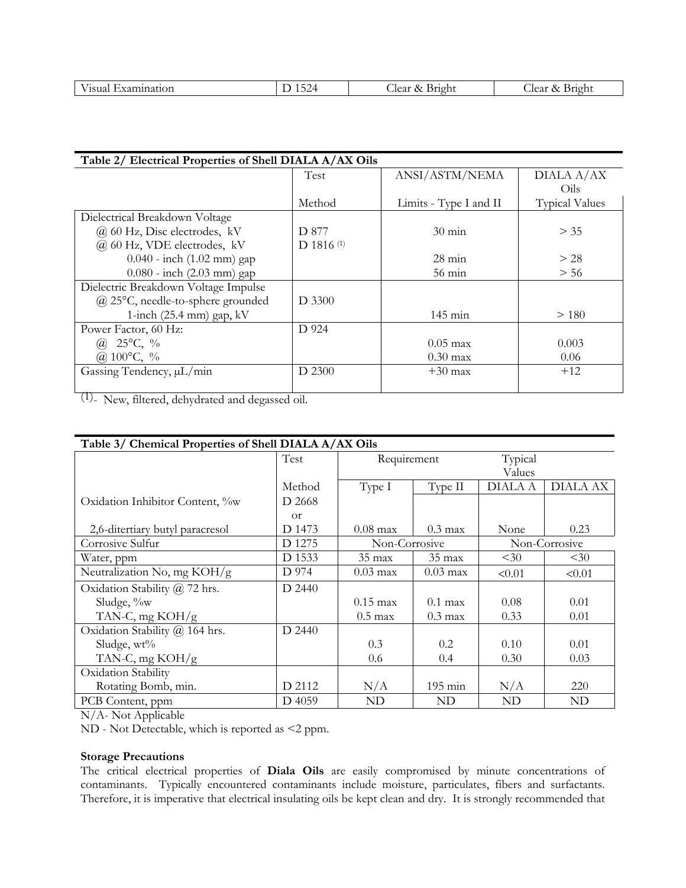| Visual Examination | D 1524 | Clear & Bright | Clear & Bright |
|---|---|---|---|

**Table 2/ Electrical Properties of Shell DIALA A/AX Oils**

| | Test Method | ANSI/ASTM/NEMA Limits - Type I and II | DIALA A/AX Oils Typical Values |
|---|---|---|---|
| Dielectrical Breakdown Voltage | | | |
| @ 60 Hz, Disc electrodes, kV | D 877 | 30 min | > 35 |
| @ 60 Hz, VDE electrodes, kV | D 1816 [(1)] | | |
| 0.040 - inch (1.02 mm) gap | | 28 min | > 28 |
| 0.080 - inch (2.03 mm) gap | | 56 min | > 56 |
| Dielectric Breakdown Voltage Impulse | | | |
| @ 25°C, needle-to-sphere grounded | D 3300 | | |
| 1-inch (25.4 mm) gap, kV | | 145 min | > 180 |
| Power Factor, 60 Hz: | D 924 | | |
| @ 25°C, % | | 0.05 max | 0.003 |
| @ 100°C, % | | 0.30 max | 0.06 |
| Gassing Tendency, µL/min | D 2300 | +30 max | +12 |

(1)- New, filtered, dehydrated and degassed oil.

**Table 3/ Chemical Properties of Shell DIALA A/AX Oils**

| | Test Method | Requirement | | Typical Values | |
|---|---|---|---|---|---|
| | | Type I | Type II | DIALA A | DIALA AX |
| Oxidation Inhibitor Content, %w | D 2668 or | | | | |
| 2,6-ditertiary butyl paracresol | D 1473 | 0.08 max | 0.3 max | None | 0.23 |
| Corrosive Sulfur | D 1275 | Non-Corrosive | | Non-Corrosive | |
| Water, ppm | D 1533 | 35 max | 35 max | <30 | <30 |
| Neutralization No, mg KOH/g | D 974 | 0.03 max | 0.03 max | <0.01 | <0.01 |
| Oxidation Stability @ 72 hrs. | D 2440 | | | | |
| Sludge, %w | | 0.15 max | 0.1 max | 0.08 | 0.01 |
| TAN-C, mg KOH/g | | 0.5 max | 0.3 max | 0.33 | 0.01 |
| Oxidation Stability @ 164 hrs. | D 2440 | | | | |
| Sludge, wt% | | 0.3 | 0.2 | 0.10 | 0.01 |
| TAN-C, mg KOH/g | | 0.6 | 0.4 | 0.30 | 0.03 |
| Oxidation Stability | | | | | |
| Rotating Bomb, min. | D 2112 | N/A | 195 min | N/A | 220 |
| PCB Content, ppm | D 4059 | ND | ND | ND | ND |

N/A- Not Applicable

ND - Not Detectable, which is reported as <2 ppm.

**Storage Precautions**

The critical electrical properties of **Diala Oils** are easily compromised by minute concentrations of contaminants. Typically encountered contaminants include moisture, particulates, fibers and surfactants. Therefore, it is imperative that electrical insulating oils be kept clean and dry. It is strongly recommended that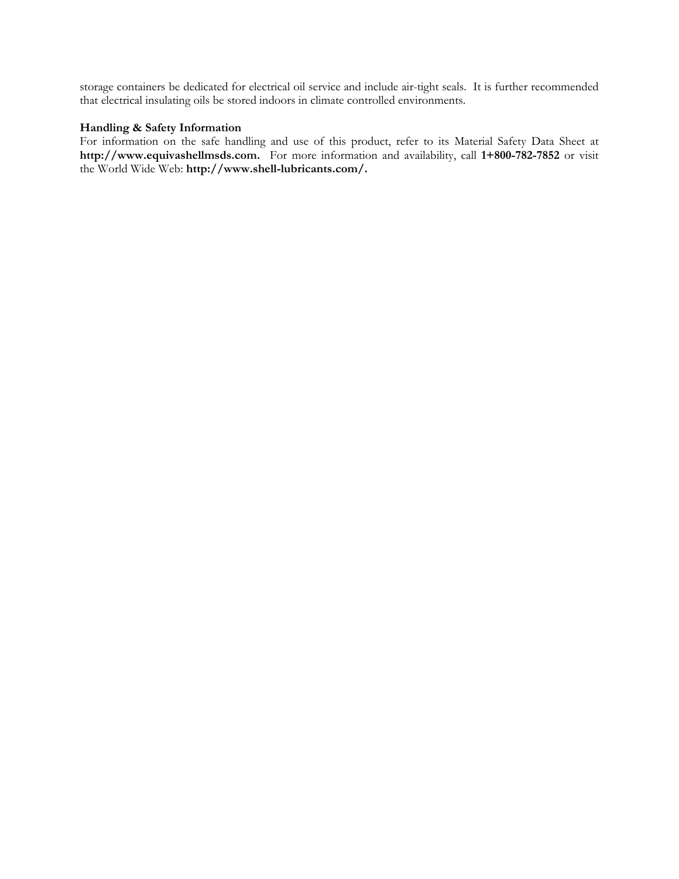storage containers be dedicated for electrical oil service and include air-tight seals. It is further recommended that electrical insulating oils be stored indoors in climate controlled environments.

**Handling & Safety Information**

For information on the safe handling and use of this product, refer to its Material Safety Data Sheet at **http://www.equivashellmsds.com.** For more information and availability, call **1+800-782-7852** or visit the World Wide Web: **http://www.shell-lubricants.com/.**